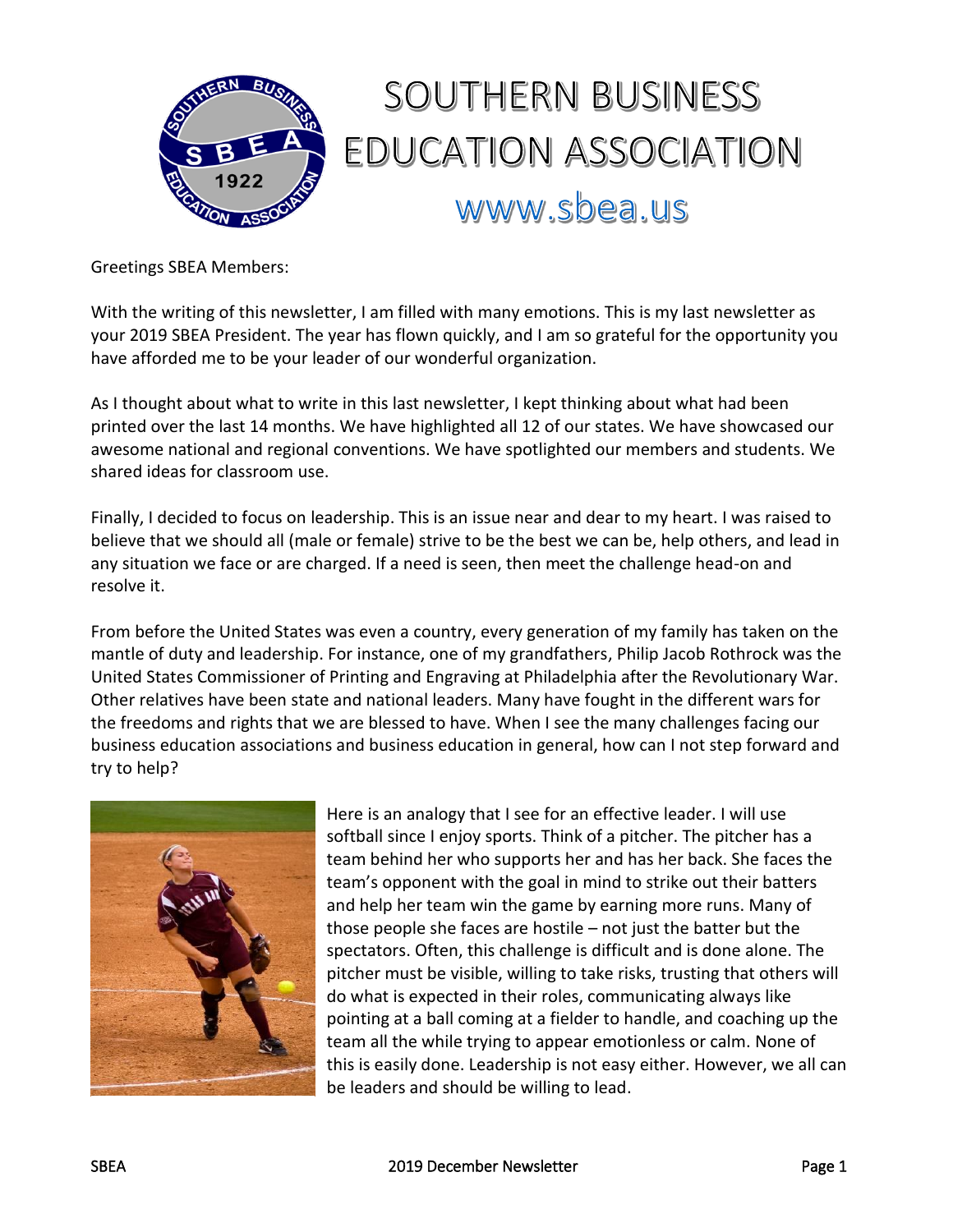# SOUTHERN BUSINESS EDUCATION ASSOCIATION

www.sbea.us

Greetings SBEA Members:

With the writing of this newsletter, I am filled with many emotions. This is my last newsletter as your 2019 SBEA President. The year has flown quickly, and I am so grateful for the opportunity you have afforded me to be your leader of our wonderful organization.

As I thought about what to write in this last newsletter, I kept thinking about what had been printed over the last 14 months. We have highlighted all 12 of our states. We have showcased our awesome national and regional conventions. We have spotlighted our members and students. We shared ideas for classroom use.

Finally, I decided to focus on leadership. This is an issue near and dear to my heart. I was raised to believe that we should all (male or female) strive to be the best we can be, help others, and lead in any situation we face or are charged. If a need is seen, then meet the challenge head-on and resolve it.

From before the United States was even a country, every generation of my family has taken on the mantle of duty and leadership. For instance, one of my grandfathers, Philip Jacob Rothrock was the United States Commissioner of Printing and Engraving at Philadelphia after the Revolutionary War. Other relatives have been state and national leaders. Many have fought in the different wars for the freedoms and rights that we are blessed to have. When I see the many challenges facing our business education associations and business education in general, how can I not step forward and try to help?

Here is an analogy that I see for an effective leader. I will use softball since I enjoy sports. Think of a pitcher. The pitcher has a team behind her who supports her and has her back. She faces the team's opponent with the goal in mind to strike out their batters and help her team win the game by earning more runs. Many of those people she faces are hostile – not just the batter but the spectators. Often, this challenge is difficult and is done alone. The pitcher must be visible, willing to take risks, trusting that others will do what is expected in their roles, communicating always like pointing at a ball coming at a fielder to handle, and coaching up the team all the while trying to appear emotionless or calm. None of this is easily done. Leadership is not easy either. However, we all can be leaders and should be willing to lead.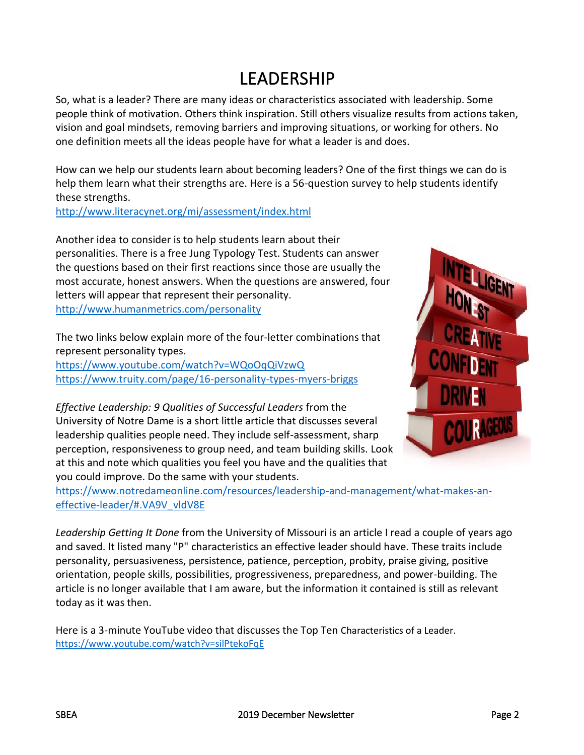# LEADERSHIP

So, what is a leader? There are many ideas or characteristics associated with leadership. Some people think of motivation. Others think inspiration. Still others visualize results from actions taken, vision and goal mindsets, removing barriers and improving situations, or working for others. No one definition meets all the ideas people have for what a leader is and does.

How can we help our students learn about becoming leaders? One of the first things we can do is help them learn what their strengths are. Here is a 56-question survey to help students identify these strengths.
http://www.literacynet.org/mi/assessment/index.html

Another idea to consider is to help students learn about their personalities. There is a free Jung Typology Test. Students can answer the questions based on their first reactions since those are usually the most accurate, honest answers. When the questions are answered, four letters will appear that represent their personality.
http://www.humanmetrics.com/personality

The two links below explain more of the four-letter combinations that represent personality types.
https://www.youtube.com/watch?v=WQoOqQiVzwQ
https://www.truity.com/page/16-personality-types-myers-briggs

*Effective Leadership: 9 Qualities of Successful Leaders* from the University of Notre Dame is a short little article that discusses several leadership qualities people need. They include self-assessment, sharp perception, responsiveness to group need, and team building skills. Look at this and note which qualities you feel you have and the qualities that you could improve. Do the same with your students.
https://www.notredameonline.com/resources/leadership-and-management/what-makes-an-effective-leader/#.VA9V_vldV8E

*Leadership Getting It Done* from the University of Missouri is an article I read a couple of years ago and saved. It listed many "P" characteristics an effective leader should have. These traits include personality, persuasiveness, persistence, patience, perception, probity, praise giving, positive orientation, people skills, possibilities, progressiveness, preparedness, and power-building. The article is no longer available that I am aware, but the information it contained is still as relevant today as it was then.

Here is a 3-minute YouTube video that discusses the Top Ten Characteristics of a Leader.
https://www.youtube.com/watch?v=silPtekoFqE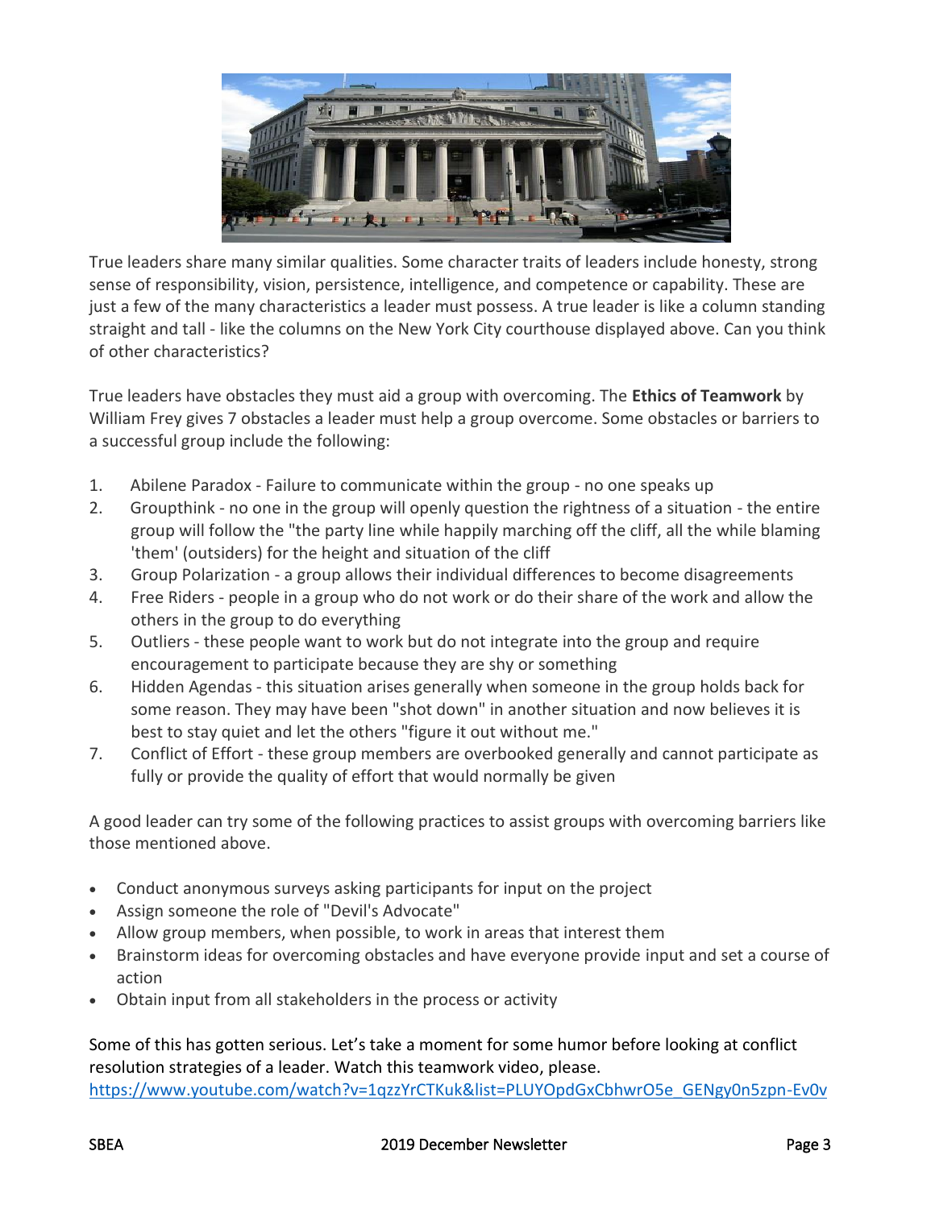True leaders share many similar qualities. Some character traits of leaders include honesty, strong sense of responsibility, vision, persistence, intelligence, and competence or capability. These are just a few of the many characteristics a leader must possess. A true leader is like a column standing straight and tall - like the columns on the New York City courthouse displayed above. Can you think of other characteristics?

True leaders have obstacles they must aid a group with overcoming. The **Ethics of Teamwork** by William Frey gives 7 obstacles a leader must help a group overcome. Some obstacles or barriers to a successful group include the following:

1. Abilene Paradox - Failure to communicate within the group - no one speaks up
2. Groupthink - no one in the group will openly question the rightness of a situation - the entire group will follow the "the party line while happily marching off the cliff, all the while blaming 'them' (outsiders) for the height and situation of the cliff
3. Group Polarization - a group allows their individual differences to become disagreements
4. Free Riders - people in a group who do not work or do their share of the work and allow the others in the group to do everything
5. Outliers - these people want to work but do not integrate into the group and require encouragement to participate because they are shy or something
6. Hidden Agendas - this situation arises generally when someone in the group holds back for some reason. They may have been "shot down" in another situation and now believes it is best to stay quiet and let the others "figure it out without me."
7. Conflict of Effort - these group members are overbooked generally and cannot participate as fully or provide the quality of effort that would normally be given

A good leader can try some of the following practices to assist groups with overcoming barriers like those mentioned above.

- Conduct anonymous surveys asking participants for input on the project
- Assign someone the role of "Devil's Advocate"
- Allow group members, when possible, to work in areas that interest them
- Brainstorm ideas for overcoming obstacles and have everyone provide input and set a course of action
- Obtain input from all stakeholders in the process or activity

Some of this has gotten serious. Let's take a moment for some humor before looking at conflict resolution strategies of a leader. Watch this teamwork video, please.
https://www.youtube.com/watch?v=1qzzYrCTKuk&list=PLUYOpdGxCbhwrO5e_GENgy0n5zpn-Ev0v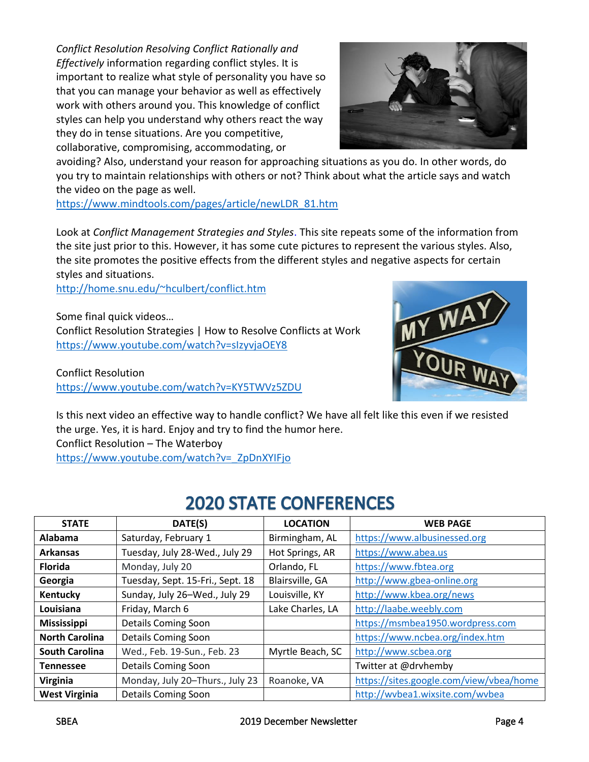*Conflict Resolution Resolving Conflict Rationally and Effectively* information regarding conflict styles. It is important to realize what style of personality you have so that you can manage your behavior as well as effectively work with others around you. This knowledge of conflict styles can help you understand why others react the way they do in tense situations. Are you competitive, collaborative, compromising, accommodating, or avoiding? Also, understand your reason for approaching situations as you do. In other words, do you try to maintain relationships with others or not? Think about what the article says and watch the video on the page as well.
https://www.mindtools.com/pages/article/newLDR_81.htm

Look at *Conflict Management Strategies and Styles*. This site repeats some of the information from the site just prior to this. However, it has some cute pictures to represent the various styles. Also, the site promotes the positive effects from the different styles and negative aspects for certain styles and situations.
http://home.snu.edu/~hculbert/conflict.htm

Some final quick videos…
Conflict Resolution Strategies | How to Resolve Conflicts at Work
https://www.youtube.com/watch?v=sIzyvjaOEY8

Conflict Resolution
https://www.youtube.com/watch?v=KY5TWVz5ZDU

Is this next video an effective way to handle conflict? We have all felt like this even if we resisted the urge. Yes, it is hard. Enjoy and try to find the humor here.
Conflict Resolution – The Waterboy
https://www.youtube.com/watch?v=_ZpDnXYIFjo

## 2020 STATE CONFERENCES

| STATE | DATE(S) | LOCATION | WEB PAGE |
|---|---|---|---|
| **Alabama** | Saturday, February 1 | Birmingham, AL | https://www.albusinessed.org |
| **Arkansas** | Tuesday, July 28-Wed., July 29 | Hot Springs, AR | https://www.abea.us |
| **Florida** | Monday, July 20 | Orlando, FL | https://www.fbtea.org |
| **Georgia** | Tuesday, Sept. 15-Fri., Sept. 18 | Blairsville, GA | http://www.gbea-online.org |
| **Kentucky** | Sunday, July 26–Wed., July 29 | Louisville, KY | http://www.kbea.org/news |
| **Louisiana** | Friday, March 6 | Lake Charles, LA | http://laabe.weebly.com |
| **Mississippi** | Details Coming Soon | | https://msmbea1950.wordpress.com |
| **North Carolina** | Details Coming Soon | | https://www.ncbea.org/index.htm |
| **South Carolina** | Wed., Feb. 19-Sun., Feb. 23 | Myrtle Beach, SC | http://www.scbea.org |
| **Tennessee** | Details Coming Soon | | Twitter at @drvhemby |
| **Virginia** | Monday, July 20–Thurs., July 23 | Roanoke, VA | https://sites.google.com/view/vbea/home |
| **West Virginia** | Details Coming Soon | | http://wvbea1.wixsite.com/wvbea |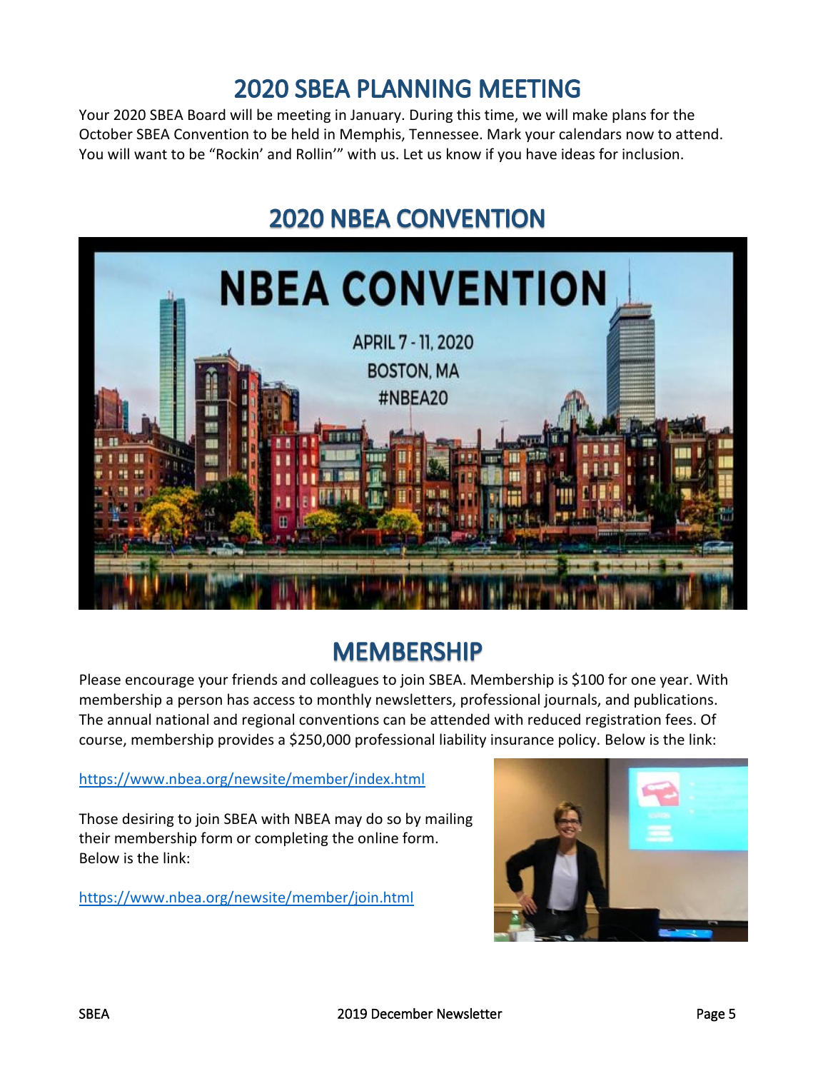## 2020 SBEA PLANNING MEETING

Your 2020 SBEA Board will be meeting in January. During this time, we will make plans for the October SBEA Convention to be held in Memphis, Tennessee. Mark your calendars now to attend. You will want to be "Rockin' and Rollin'" with us. Let us know if you have ideas for inclusion.

## 2020 NBEA CONVENTION

## MEMBERSHIP

Please encourage your friends and colleagues to join SBEA. Membership is $100 for one year. With membership a person has access to monthly newsletters, professional journals, and publications. The annual national and regional conventions can be attended with reduced registration fees. Of course, membership provides a $250,000 professional liability insurance policy. Below is the link:

https://www.nbea.org/newsite/member/index.html

Those desiring to join SBEA with NBEA may do so by mailing their membership form or completing the online form. Below is the link:

https://www.nbea.org/newsite/member/join.html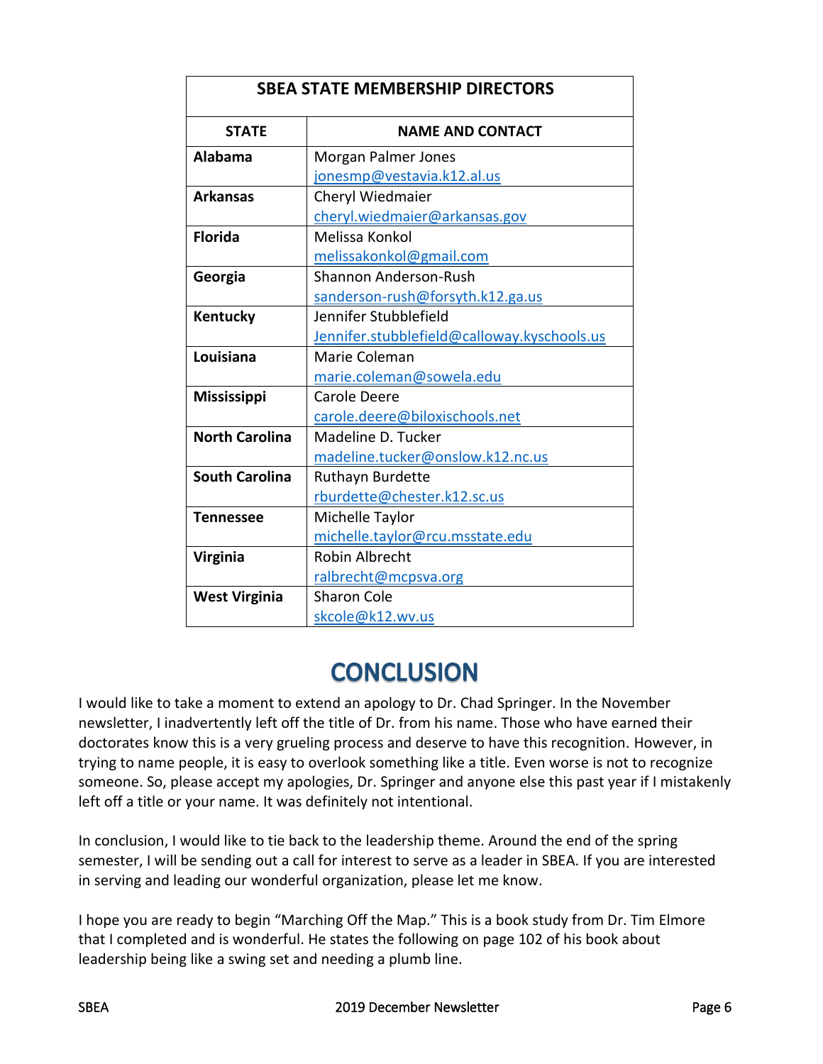| SBEA STATE MEMBERSHIP DIRECTORS | |
|---|---|
| **STATE** | **NAME AND CONTACT** |
| **Alabama** | Morgan Palmer Jones<br>jonesmp@vestavia.k12.al.us |
| **Arkansas** | Cheryl Wiedmaier<br>cheryl.wiedmaier@arkansas.gov |
| **Florida** | Melissa Konkol<br>melissakonkol@gmail.com |
| **Georgia** | Shannon Anderson-Rush<br>sanderson-rush@forsyth.k12.ga.us |
| **Kentucky** | Jennifer Stubblefield<br>Jennifer.stubblefield@calloway.kyschools.us |
| **Louisiana** | Marie Coleman<br>marie.coleman@sowela.edu |
| **Mississippi** | Carole Deere<br>carole.deere@biloxischools.net |
| **North Carolina** | Madeline D. Tucker<br>madeline.tucker@onslow.k12.nc.us |
| **South Carolina** | Ruthayn Burdette<br>rburdette@chester.k12.sc.us |
| **Tennessee** | Michelle Taylor<br>michelle.taylor@rcu.msstate.edu |
| **Virginia** | Robin Albrecht<br>ralbrecht@mcpsva.org |
| **West Virginia** | Sharon Cole<br>skcole@k12.wv.us |

# CONCLUSION

I would like to take a moment to extend an apology to Dr. Chad Springer. In the November newsletter, I inadvertently left off the title of Dr. from his name. Those who have earned their doctorates know this is a very grueling process and deserve to have this recognition. However, in trying to name people, it is easy to overlook something like a title. Even worse is not to recognize someone. So, please accept my apologies, Dr. Springer and anyone else this past year if I mistakenly left off a title or your name. It was definitely not intentional.

In conclusion, I would like to tie back to the leadership theme. Around the end of the spring semester, I will be sending out a call for interest to serve as a leader in SBEA. If you are interested in serving and leading our wonderful organization, please let me know.

I hope you are ready to begin "Marching Off the Map." This is a book study from Dr. Tim Elmore that I completed and is wonderful. He states the following on page 102 of his book about leadership being like a swing set and needing a plumb line.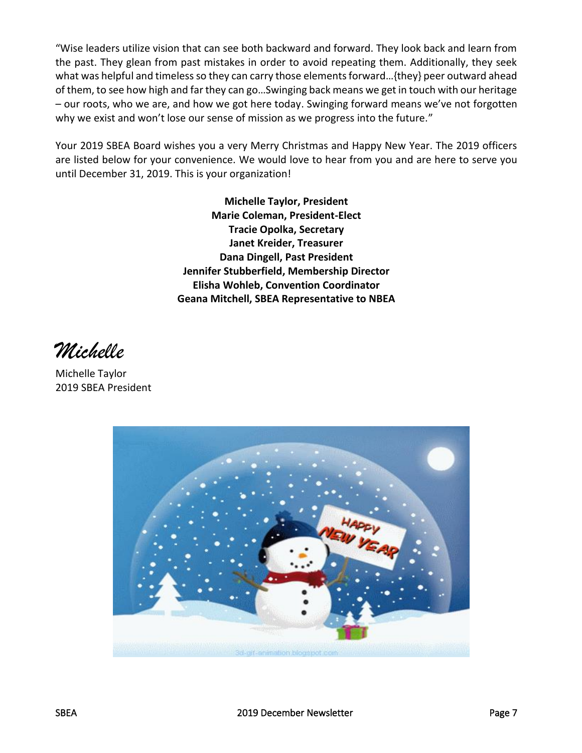"Wise leaders utilize vision that can see both backward and forward. They look back and learn from the past. They glean from past mistakes in order to avoid repeating them. Additionally, they seek what was helpful and timeless so they can carry those elements forward…{they} peer outward ahead of them, to see how high and far they can go…Swinging back means we get in touch with our heritage – our roots, who we are, and how we got here today. Swinging forward means we've not forgotten why we exist and won't lose our sense of mission as we progress into the future."

Your 2019 SBEA Board wishes you a very Merry Christmas and Happy New Year. The 2019 officers are listed below for your convenience. We would love to hear from you and are here to serve you until December 31, 2019. This is your organization!

**Michelle Taylor, President**
**Marie Coleman, President-Elect**
**Tracie Opolka, Secretary**
**Janet Kreider, Treasurer**
**Dana Dingell, Past President**
**Jennifer Stubberfield, Membership Director**
**Elisha Wohleb, Convention Coordinator**
**Geana Mitchell, SBEA Representative to NBEA**

*Michelle*

Michelle Taylor
2019 SBEA President